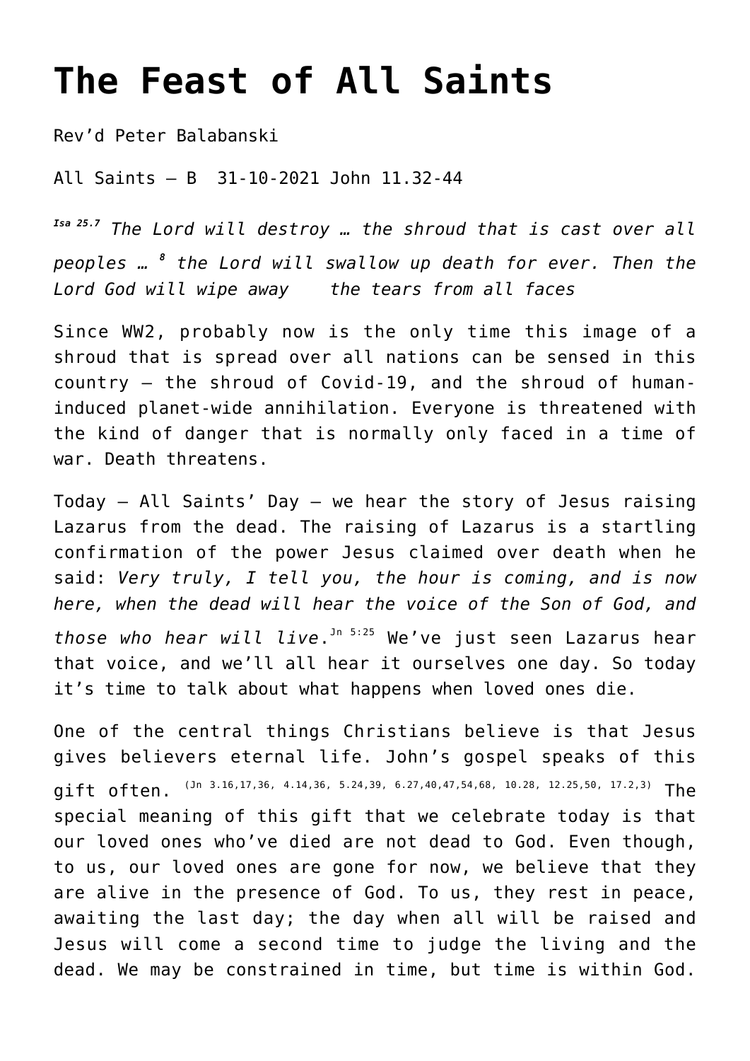# The Feast of All Saints

Rev'd Peter Balabanski

All Saints – B 31-10-2021 John 11.32-44

***Isa 25.7*** *The Lord will destroy … the shroud that is cast over all peoples …* [8] *the Lord will swallow up death for ever. Then the Lord God will wipe away the tears from all faces*

Since WW2, probably now is the only time this image of a shroud that is spread over all nations can be sensed in this country – the shroud of Covid-19, and the shroud of human-induced planet-wide annihilation. Everyone is threatened with the kind of danger that is normally only faced in a time of war. Death threatens.

Today – All Saints' Day – we hear the story of Jesus raising Lazarus from the dead. The raising of Lazarus is a startling confirmation of the power Jesus claimed over death when he said: *Very truly, I tell you, the hour is coming, and is now here, when the dead will hear the voice of the Son of God, and those who hear will live*.[Jn 5:25] We've just seen Lazarus hear that voice, and we'll all hear it ourselves one day. So today it's time to talk about what happens when loved ones die.

One of the central things Christians believe is that Jesus gives believers eternal life. John's gospel speaks of this gift often. [(Jn 3.16,17,36, 4.14,36, 5.24,39, 6.27,40,47,54,68, 10.28, 12.25,50, 17.2,3)] The special meaning of this gift that we celebrate today is that our loved ones who've died are not dead to God. Even though, to us, our loved ones are gone for now, we believe that they are alive in the presence of God. To us, they rest in peace, awaiting the last day; the day when all will be raised and Jesus will come a second time to judge the living and the dead. We may be constrained in time, but time is within God.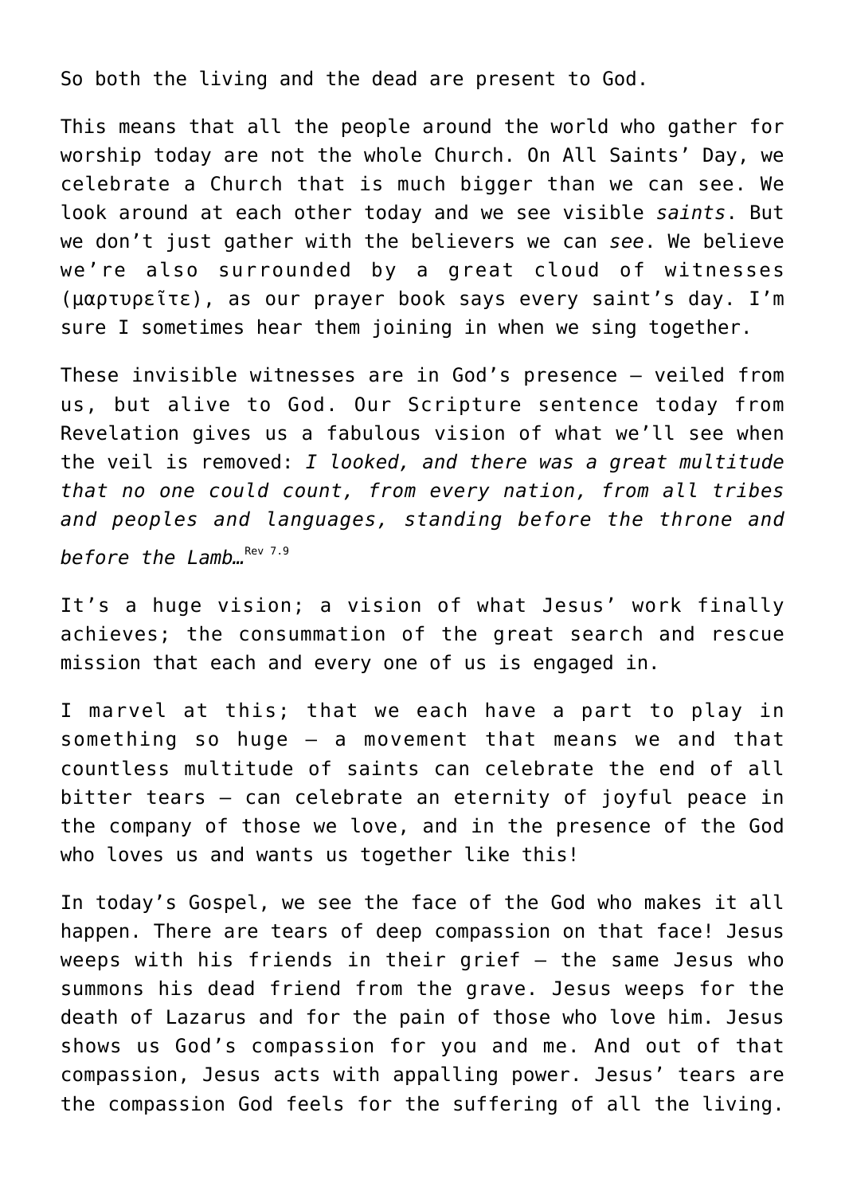So both the living and the dead are present to God.

This means that all the people around the world who gather for worship today are not the whole Church. On All Saints' Day, we celebrate a Church that is much bigger than we can see. We look around at each other today and we see visible *saints*. But we don't just gather with the believers we can *see*. We believe we're also surrounded by a great cloud of witnesses (μαρτυρεῖτε), as our prayer book says every saint's day. I'm sure I sometimes hear them joining in when we sing together.

These invisible witnesses are in God's presence – veiled from us, but alive to God. Our Scripture sentence today from Revelation gives us a fabulous vision of what we'll see when the veil is removed: *I looked, and there was a great multitude that no one could count, from every nation, from all tribes and peoples and languages, standing before the throne and before the Lamb…*[Rev 7.9]

It's a huge vision; a vision of what Jesus' work finally achieves; the consummation of the great search and rescue mission that each and every one of us is engaged in.

I marvel at this; that we each have a part to play in something so huge – a movement that means we and that countless multitude of saints can celebrate the end of all bitter tears – can celebrate an eternity of joyful peace in the company of those we love, and in the presence of the God who loves us and wants us together like this!

In today's Gospel, we see the face of the God who makes it all happen. There are tears of deep compassion on that face! Jesus weeps with his friends in their grief – the same Jesus who summons his dead friend from the grave. Jesus weeps for the death of Lazarus and for the pain of those who love him. Jesus shows us God's compassion for you and me. And out of that compassion, Jesus acts with appalling power. Jesus' tears are the compassion God feels for the suffering of all the living.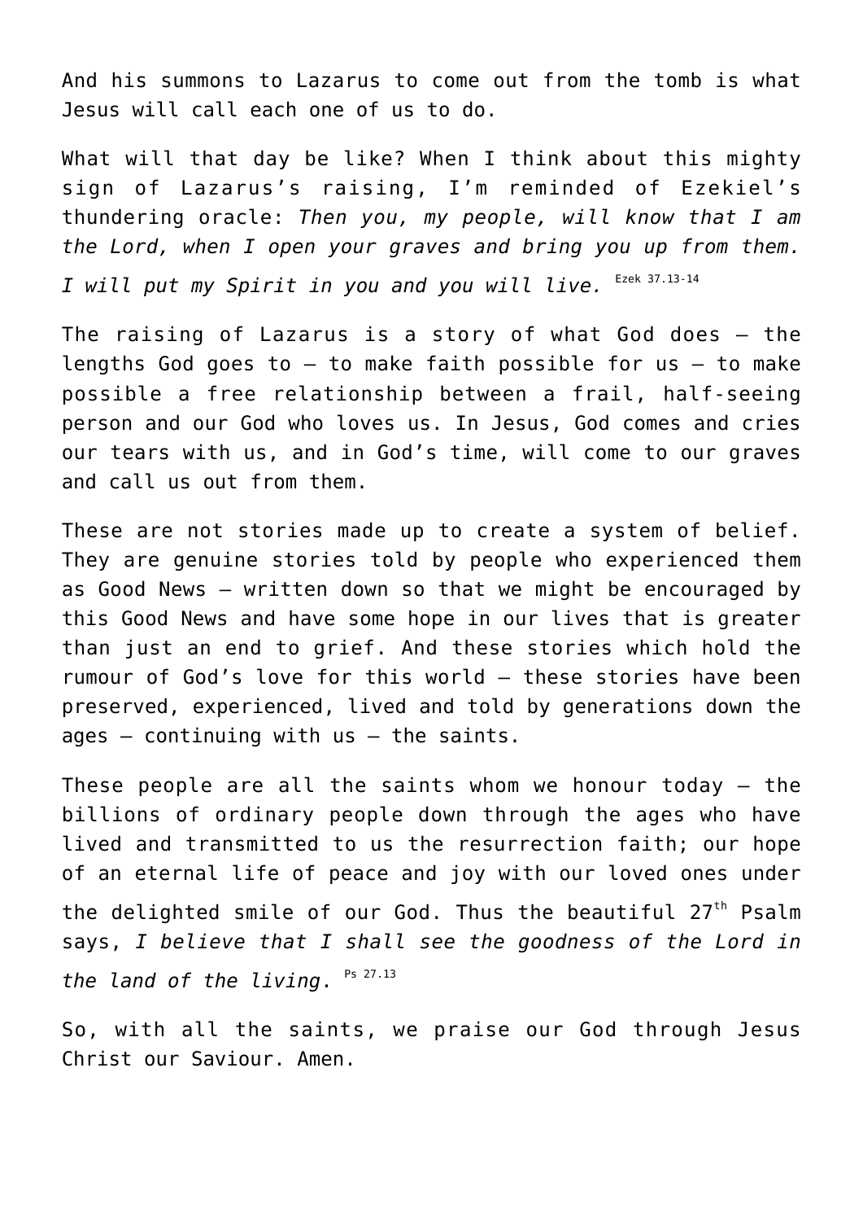And his summons to Lazarus to come out from the tomb is what Jesus will call each one of us to do.

What will that day be like? When I think about this mighty sign of Lazarus's raising, I'm reminded of Ezekiel's thundering oracle: *Then you, my people, will know that I am the Lord, when I open your graves and bring you up from them. I will put my Spirit in you and you will live.* [Ezek 37.13-14]

The raising of Lazarus is a story of what God does – the lengths God goes to – to make faith possible for us – to make possible a free relationship between a frail, half-seeing person and our God who loves us. In Jesus, God comes and cries our tears with us, and in God's time, will come to our graves and call us out from them.

These are not stories made up to create a system of belief. They are genuine stories told by people who experienced them as Good News – written down so that we might be encouraged by this Good News and have some hope in our lives that is greater than just an end to grief. And these stories which hold the rumour of God's love for this world – these stories have been preserved, experienced, lived and told by generations down the ages – continuing with us – the saints.

These people are all the saints whom we honour today – the billions of ordinary people down through the ages who have lived and transmitted to us the resurrection faith; our hope of an eternal life of peace and joy with our loved ones under the delighted smile of our God. Thus the beautiful 27th Psalm says, *I believe that I shall see the goodness of the Lord in the land of the living*. [Ps 27.13]

So, with all the saints, we praise our God through Jesus Christ our Saviour. Amen.